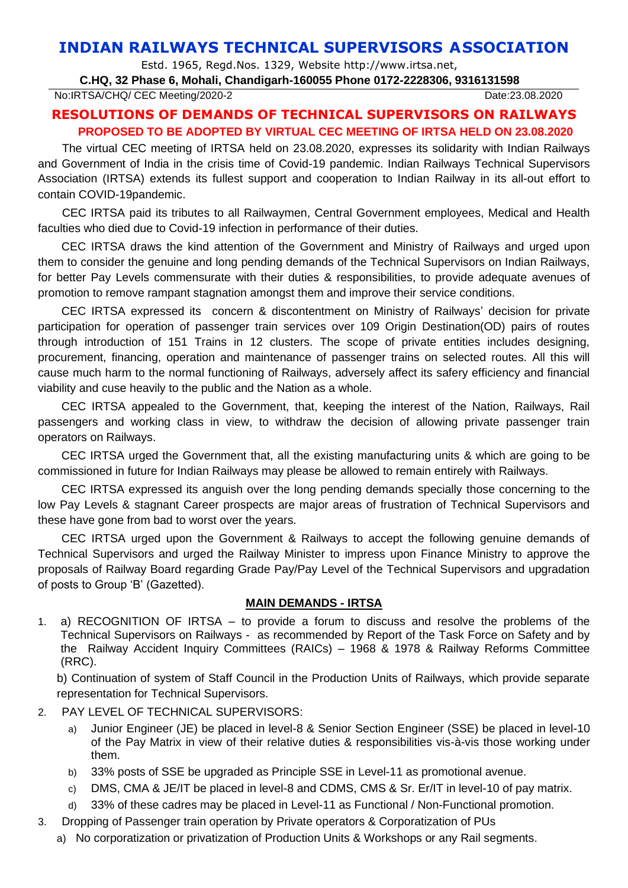# INDIAN RAILWAYS TECHNICAL SUPERVISORS ASSOCIATION

Estd. 1965, Regd.Nos. 1329, Website http://www.irtsa.net,

**C.HQ, 32 Phase 6, Mohali, Chandigarh-160055 Phone 0172-2228306, 9316131598**

No:IRTSA/CHQ/ CEC Meeting/2020-2 Date:23.08.2020

## RESOLUTIONS OF DEMANDS OF TECHNICAL SUPERVISORS ON RAILWAYS

### PROPOSED TO BE ADOPTED BY VIRTUAL CEC MEETING OF IRTSA HELD ON 23.08.2020

The virtual CEC meeting of IRTSA held on 23.08.2020, expresses its solidarity with Indian Railways and Government of India in the crisis time of Covid-19 pandemic. Indian Railways Technical Supervisors Association (IRTSA) extends its fullest support and cooperation to Indian Railway in its all-out effort to contain COVID-19pandemic.

CEC IRTSA paid its tributes to all Railwaymen, Central Government employees, Medical and Health faculties who died due to Covid-19 infection in performance of their duties.

CEC IRTSA draws the kind attention of the Government and Ministry of Railways and urged upon them to consider the genuine and long pending demands of the Technical Supervisors on Indian Railways, for better Pay Levels commensurate with their duties & responsibilities, to provide adequate avenues of promotion to remove rampant stagnation amongst them and improve their service conditions.

CEC IRTSA expressed its concern & discontentment on Ministry of Railways' decision for private participation for operation of passenger train services over 109 Origin Destination(OD) pairs of routes through introduction of 151 Trains in 12 clusters. The scope of private entities includes designing, procurement, financing, operation and maintenance of passenger trains on selected routes. All this will cause much harm to the normal functioning of Railways, adversely affect its safery efficiency and financial viability and cuse heavily to the public and the Nation as a whole.

CEC IRTSA appealed to the Government, that, keeping the interest of the Nation, Railways, Rail passengers and working class in view, to withdraw the decision of allowing private passenger train operators on Railways.

CEC IRTSA urged the Government that, all the existing manufacturing units & which are going to be commissioned in future for Indian Railways may please be allowed to remain entirely with Railways.

CEC IRTSA expressed its anguish over the long pending demands specially those concerning to the low Pay Levels & stagnant Career prospects are major areas of frustration of Technical Supervisors and these have gone from bad to worst over the years.

CEC IRTSA urged upon the Government & Railways to accept the following genuine demands of Technical Supervisors and urged the Railway Minister to impress upon Finance Ministry to approve the proposals of Railway Board regarding Grade Pay/Pay Level of the Technical Supervisors and upgradation of posts to Group 'B' (Gazetted).

**MAIN DEMANDS - IRTSA**

1. a) RECOGNITION OF IRTSA – to provide a forum to discuss and resolve the problems of the Technical Supervisors on Railways - as recommended by Report of the Task Force on Safety and by the Railway Accident Inquiry Committees (RAICs) – 1968 & 1978 & Railway Reforms Committee (RRC).

   b) Continuation of system of Staff Council in the Production Units of Railways, which provide separate representation for Technical Supervisors.

2. PAY LEVEL OF TECHNICAL SUPERVISORS:
   a) Junior Engineer (JE) be placed in level-8 & Senior Section Engineer (SSE) be placed in level-10 of the Pay Matrix in view of their relative duties & responsibilities vis-à-vis those working under them.
   b) 33% posts of SSE be upgraded as Principle SSE in Level-11 as promotional avenue.
   c) DMS, CMA & JE/IT be placed in level-8 and CDMS, CMS & Sr. Er/IT in level-10 of pay matrix.
   d) 33% of these cadres may be placed in Level-11 as Functional / Non-Functional promotion.

3. Dropping of Passenger train operation by Private operators & Corporatization of PUs
   a) No corporatization or privatization of Production Units & Workshops or any Rail segments.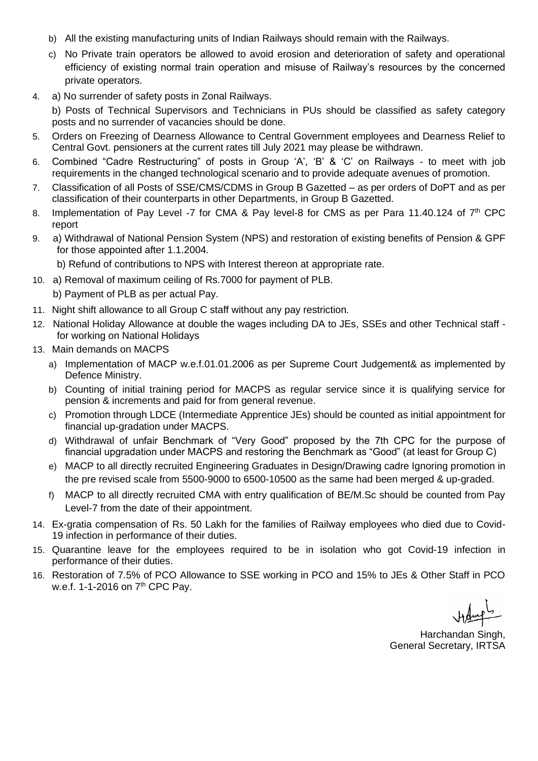b) All the existing manufacturing units of Indian Railways should remain with the Railways.

c) No Private train operators be allowed to avoid erosion and deterioration of safety and operational efficiency of existing normal train operation and misuse of Railway's resources by the concerned private operators.

4. a) No surrender of safety posts in Zonal Railways.

   b) Posts of Technical Supervisors and Technicians in PUs should be classified as safety category posts and no surrender of vacancies should be done.

5. Orders on Freezing of Dearness Allowance to Central Government employees and Dearness Relief to Central Govt. pensioners at the current rates till July 2021 may please be withdrawn.

6. Combined "Cadre Restructuring" of posts in Group 'A', 'B' & 'C' on Railways - to meet with job requirements in the changed technological scenario and to provide adequate avenues of promotion.

7. Classification of all Posts of SSE/CMS/CDMS in Group B Gazetted – as per orders of DoPT and as per classification of their counterparts in other Departments, in Group B Gazetted.

8. Implementation of Pay Level -7 for CMA & Pay level-8 for CMS as per Para 11.40.124 of 7th CPC report

9. a) Withdrawal of National Pension System (NPS) and restoration of existing benefits of Pension & GPF for those appointed after 1.1.2004.

   b) Refund of contributions to NPS with Interest thereon at appropriate rate.

10. a) Removal of maximum ceiling of Rs.7000 for payment of PLB.

    b) Payment of PLB as per actual Pay.

11. Night shift allowance to all Group C staff without any pay restriction.

12. National Holiday Allowance at double the wages including DA to JEs, SSEs and other Technical staff - for working on National Holidays

13. Main demands on MACPS

    a) Implementation of MACP w.e.f.01.01.2006 as per Supreme Court Judgement& as implemented by Defence Ministry.

    b) Counting of initial training period for MACPS as regular service since it is qualifying service for pension & increments and paid for from general revenue.

    c) Promotion through LDCE (Intermediate Apprentice JEs) should be counted as initial appointment for financial up-gradation under MACPS.

    d) Withdrawal of unfair Benchmark of "Very Good" proposed by the 7th CPC for the purpose of financial upgradation under MACPS and restoring the Benchmark as "Good" (at least for Group C)

    e) MACP to all directly recruited Engineering Graduates in Design/Drawing cadre Ignoring promotion in the pre revised scale from 5500-9000 to 6500-10500 as the same had been merged & up-graded.

    f) MACP to all directly recruited CMA with entry qualification of BE/M.Sc should be counted from Pay Level-7 from the date of their appointment.

14. Ex-gratia compensation of Rs. 50 Lakh for the families of Railway employees who died due to Covid-19 infection in performance of their duties.

15. Quarantine leave for the employees required to be in isolation who got Covid-19 infection in performance of their duties.

16. Restoration of 7.5% of PCO Allowance to SSE working in PCO and 15% to JEs & Other Staff in PCO w.e.f. 1-1-2016 on 7th CPC Pay.

Harchandan Singh,
General Secretary, IRTSA